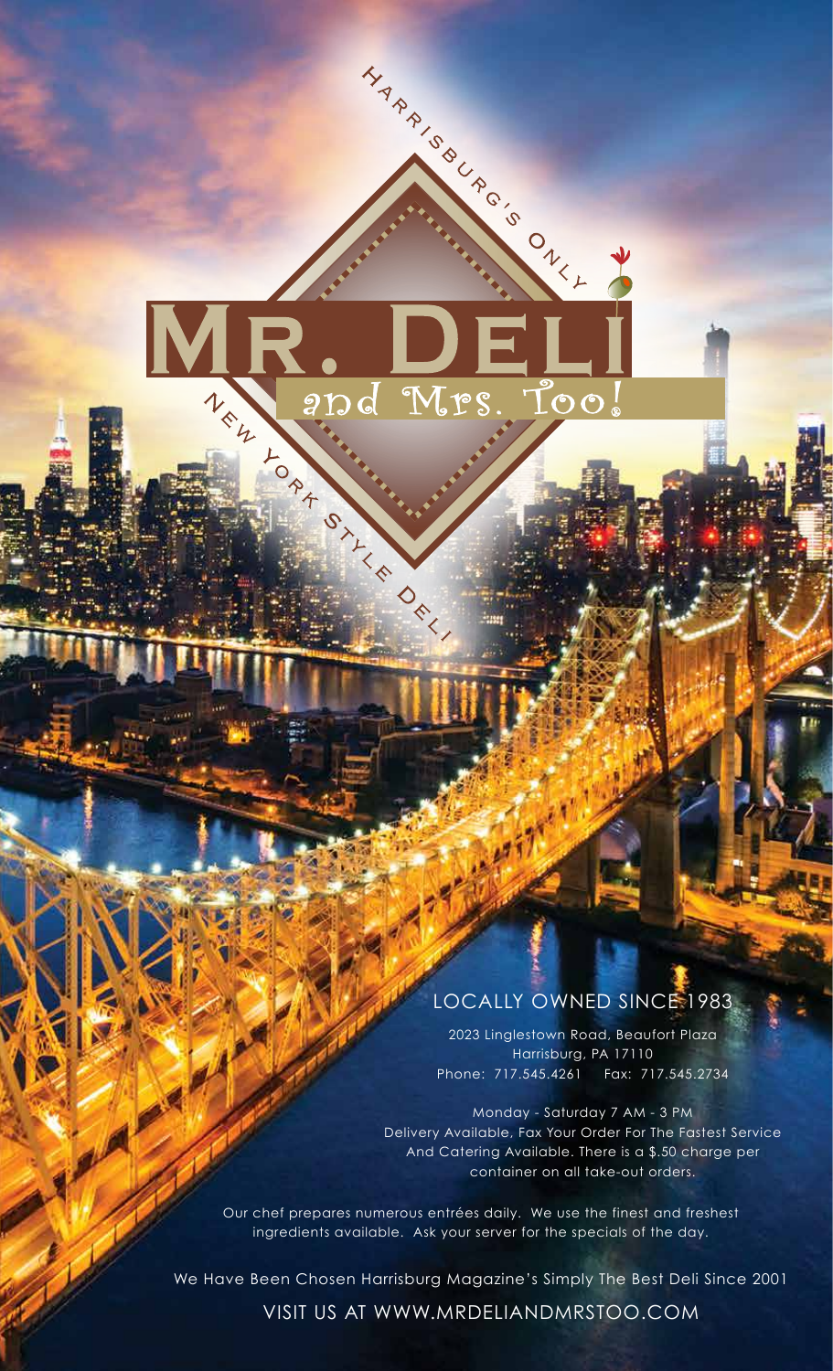Harrisburg's Only

# Mr. Deli and Mrs. Too!

New York Style Deli

## LOCALLY OWNED SINCE 1983

2023 Linglestown Road, Beaufort Plaza
Harrisburg, PA 17110
Phone: 717.545.4261 Fax: 717.545.2734

Monday - Saturday 7 AM - 3 PM
Delivery Available, Fax Your Order For The Fastest Service
And Catering Available. There is a $.50 charge per container on all take-out orders.

Our chef prepares numerous entrées daily. We use the finest and freshest ingredients available. Ask your server for the specials of the day.

We Have Been Chosen Harrisburg Magazine's Simply The Best Deli Since 2001

VISIT US AT WWW.MRDELIANDMRSTOO.COM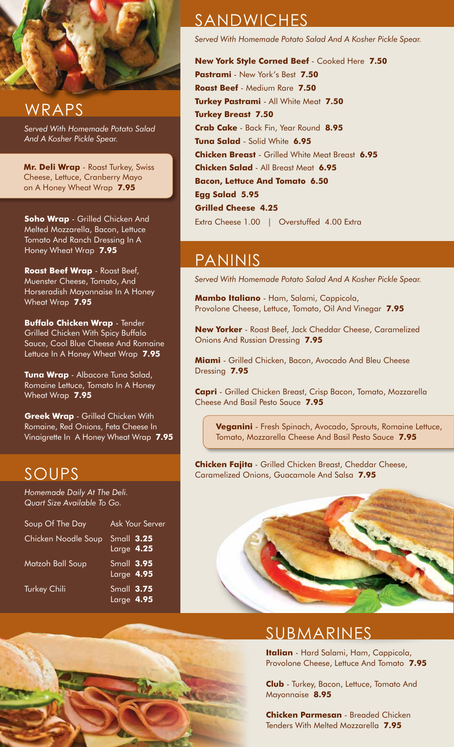## WRAPS

*Served With Homemade Potato Salad And A Kosher Pickle Spear.*

**Mr. Deli Wrap** - Roast Turkey, Swiss Cheese, Lettuce, Cranberry Mayo on A Honey Wheat Wrap **7.95**

**Soho Wrap** - Grilled Chicken And Melted Mozzarella, Bacon, Lettuce Tomato And Ranch Dressing In A Honey Wheat Wrap **7.95**

**Roast Beef Wrap** - Roast Beef, Muenster Cheese, Tomato, And Horseradish Mayonnaise In A Honey Wheat Wrap **7.95**

**Buffalo Chicken Wrap** - Tender Grilled Chicken With Spicy Buffalo Sauce, Cool Blue Cheese And Romaine Lettuce In A Honey Wheat Wrap **7.95**

**Tuna Wrap** - Albacore Tuna Salad, Romaine Lettuce, Tomato In A Honey Wheat Wrap **7.95**

**Greek Wrap** - Grilled Chicken With Romaine, Red Onions, Feta Cheese In Vinaigrette In A Honey Wheat Wrap **7.95**

## SOUPS

*Homemade Daily At The Deli. Quart Size Available To Go.*

| Soup | Price |
|---|---|
| Soup Of The Day | Ask Your Server |
| Chicken Noodle Soup | Small **3.25** Large **4.25** |
| Matzoh Ball Soup | Small **3.95** Large **4.95** |
| Turkey Chili | Small **3.75** Large **4.95** |

## SANDWICHES

*Served With Homemade Potato Salad And A Kosher Pickle Spear.*

**New York Style Corned Beef** - Cooked Here **7.50**
**Pastrami** - New York's Best **7.50**
**Roast Beef** - Medium Rare **7.50**
**Turkey Pastrami** - All White Meat **7.50**
**Turkey Breast 7.50**
**Crab Cake** - Back Fin, Year Round **8.95**
**Tuna Salad** - Solid White **6.95**
**Chicken Breast** - Grilled White Meat Breast **6.95**
**Chicken Salad** - All Breast Meat **6.95**
**Bacon, Lettuce And Tomato 6.50**
**Egg Salad 5.95**
**Grilled Cheese 4.25**
Extra Cheese 1.00 | Overstuffed 4.00 Extra

## PANINIS

*Served With Homemade Potato Salad And A Kosher Pickle Spear.*

**Mambo Italiano** - Ham, Salami, Cappicola, Provolone Cheese, Lettuce, Tomato, Oil And Vinegar **7.95**

**New Yorker** - Roast Beef, Jack Cheddar Cheese, Caramelized Onions And Russian Dressing **7.95**

**Miami** - Grilled Chicken, Bacon, Avocado And Bleu Cheese Dressing **7.95**

**Capri** - Grilled Chicken Breast, Crisp Bacon, Tomato, Mozzarella Cheese And Basil Pesto Sauce **7.95**

**Veganini** - Fresh Spinach, Avocado, Sprouts, Romaine Lettuce, Tomato, Mozzarella Cheese And Basil Pesto Sauce **7.95**

**Chicken Fajita** - Grilled Chicken Breast, Cheddar Cheese, Caramelized Onions, Guacamole And Salsa **7.95**

## SUBMARINES

**Italian** - Hard Salami, Ham, Cappicola, Provolone Cheese, Lettuce And Tomato **7.95**

**Club** - Turkey, Bacon, Lettuce, Tomato And Mayonnaise **8.95**

**Chicken Parmesan** - Breaded Chicken Tenders With Melted Mozzarella **7.95**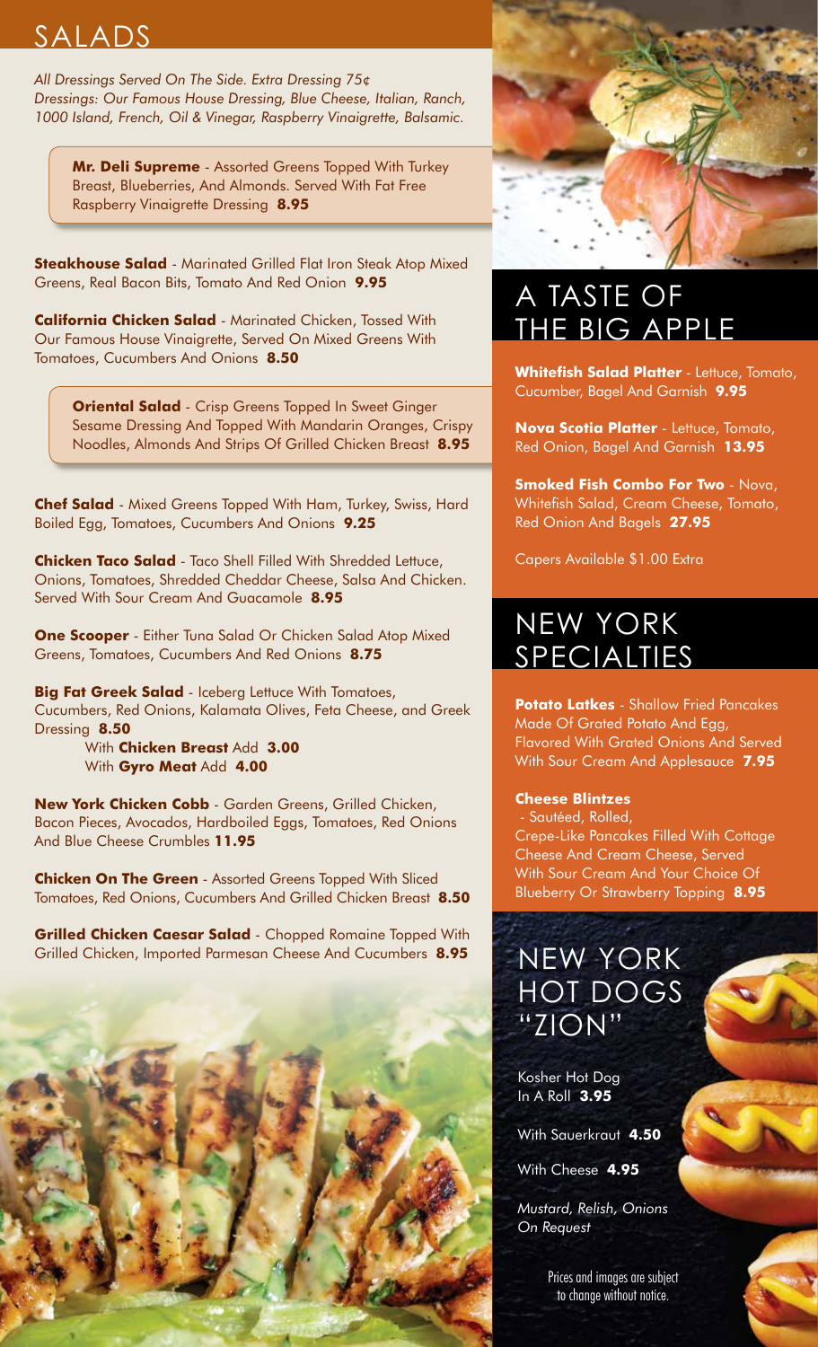## SALADS

*All Dressings Served On The Side. Extra Dressing 75¢*
*Dressings: Our Famous House Dressing, Blue Cheese, Italian, Ranch, 1000 Island, French, Oil & Vinegar, Raspberry Vinaigrette, Balsamic.*

**Mr. Deli Supreme** - Assorted Greens Topped With Turkey Breast, Blueberries, And Almonds. Served With Fat Free Raspberry Vinaigrette Dressing **8.95**

**Steakhouse Salad** - Marinated Grilled Flat Iron Steak Atop Mixed Greens, Real Bacon Bits, Tomato And Red Onion **9.95**

**California Chicken Salad** - Marinated Chicken, Tossed With Our Famous House Vinaigrette, Served On Mixed Greens With Tomatoes, Cucumbers And Onions **8.50**

**Oriental Salad** - Crisp Greens Topped In Sweet Ginger Sesame Dressing And Topped With Mandarin Oranges, Crispy Noodles, Almonds And Strips Of Grilled Chicken Breast **8.95**

**Chef Salad** - Mixed Greens Topped With Ham, Turkey, Swiss, Hard Boiled Egg, Tomatoes, Cucumbers And Onions **9.25**

**Chicken Taco Salad** - Taco Shell Filled With Shredded Lettuce, Onions, Tomatoes, Shredded Cheddar Cheese, Salsa And Chicken. Served With Sour Cream And Guacamole **8.95**

**One Scooper** - Either Tuna Salad Or Chicken Salad Atop Mixed Greens, Tomatoes, Cucumbers And Red Onions **8.75**

**Big Fat Greek Salad** - Iceberg Lettuce With Tomatoes, Cucumbers, Red Onions, Kalamata Olives, Feta Cheese, and Greek Dressing **8.50**
With **Chicken Breast** Add **3.00**
With **Gyro Meat** Add **4.00**

**New York Chicken Cobb** - Garden Greens, Grilled Chicken, Bacon Pieces, Avocados, Hardboiled Eggs, Tomatoes, Red Onions And Blue Cheese Crumbles **11.95**

**Chicken On The Green** - Assorted Greens Topped With Sliced Tomatoes, Red Onions, Cucumbers And Grilled Chicken Breast **8.50**

**Grilled Chicken Caesar Salad** - Chopped Romaine Topped With Grilled Chicken, Imported Parmesan Cheese And Cucumbers **8.95**

## A TASTE OF THE BIG APPLE

**Whitefish Salad Platter** - Lettuce, Tomato, Cucumber, Bagel And Garnish **9.95**

**Nova Scotia Platter** - Lettuce, Tomato, Red Onion, Bagel And Garnish **13.95**

**Smoked Fish Combo For Two** - Nova, Whitefish Salad, Cream Cheese, Tomato, Red Onion And Bagels **27.95**

Capers Available $1.00 Extra

## NEW YORK SPECIALTIES

**Potato Latkes** - Shallow Fried Pancakes Made Of Grated Potato And Egg, Flavored With Grated Onions And Served With Sour Cream And Applesauce **7.95**

**Cheese Blintzes** - Sautéed, Rolled, Crepe-Like Pancakes Filled With Cottage Cheese And Cream Cheese, Served With Sour Cream And Your Choice Of Blueberry Or Strawberry Topping **8.95**

## NEW YORK HOT DOGS "ZION"

Kosher Hot Dog In A Roll **3.95**

With Sauerkraut **4.50**

With Cheese **4.95**

*Mustard, Relish, Onions On Request*

Prices and images are subject to change without notice.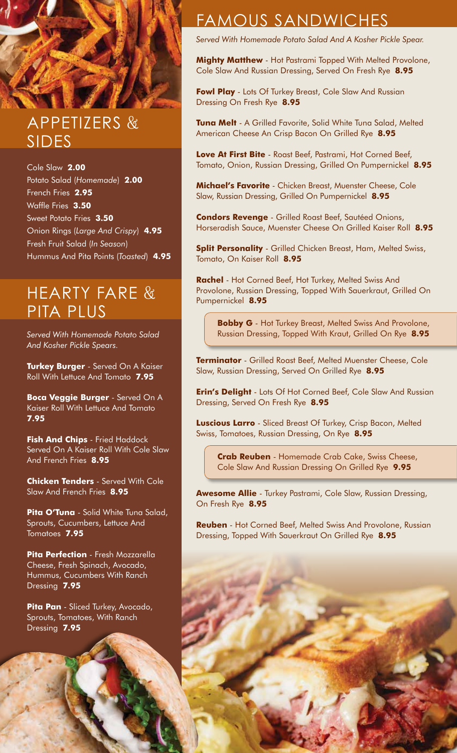## APPETIZERS & SIDES

Cole Slaw **2.00**
Potato Salad (*Homemade*) **2.00**
French Fries **2.95**
Waffle Fries **3.50**
Sweet Potato Fries **3.50**
Onion Rings (*Large And Crispy*) **4.95**
Fresh Fruit Salad (*In Season*)
Hummus And Pita Points (*Toasted*) **4.95**

## HEARTY FARE & PITA PLUS

*Served With Homemade Potato Salad And Kosher Pickle Spears.*

**Turkey Burger** - Served On A Kaiser Roll With Lettuce And Tomato **7.95**

**Boca Veggie Burger** - Served On A Kaiser Roll With Lettuce And Tomato **7.95**

**Fish And Chips** - Fried Haddock Served On A Kaiser Roll With Cole Slaw And French Fries **8.95**

**Chicken Tenders** - Served With Cole Slaw And French Fries **8.95**

**Pita O'Tuna** - Solid White Tuna Salad, Sprouts, Cucumbers, Lettuce And Tomatoes **7.95**

**Pita Perfection** - Fresh Mozzarella Cheese, Fresh Spinach, Avocado, Hummus, Cucumbers With Ranch Dressing **7.95**

**Pita Pan** - Sliced Turkey, Avocado, Sprouts, Tomatoes, With Ranch Dressing **7.95**

## FAMOUS SANDWICHES

*Served With Homemade Potato Salad And A Kosher Pickle Spear.*

**Mighty Matthew** - Hot Pastrami Topped With Melted Provolone, Cole Slaw And Russian Dressing, Served On Fresh Rye **8.95**

**Fowl Play** - Lots Of Turkey Breast, Cole Slaw And Russian Dressing On Fresh Rye **8.95**

**Tuna Melt** - A Grilled Favorite, Solid White Tuna Salad, Melted American Cheese An Crisp Bacon On Grilled Rye **8.95**

**Love At First Bite** - Roast Beef, Pastrami, Hot Corned Beef, Tomato, Onion, Russian Dressing, Grilled On Pumpernickel **8.95**

**Michael's Favorite** - Chicken Breast, Muenster Cheese, Cole Slaw, Russian Dressing, Grilled On Pumpernickel **8.95**

**Condors Revenge** - Grilled Roast Beef, Sautéed Onions, Horseradish Sauce, Muenster Cheese On Grilled Kaiser Roll **8.95**

**Split Personality** - Grilled Chicken Breast, Ham, Melted Swiss, Tomato, On Kaiser Roll **8.95**

**Rachel** - Hot Corned Beef, Hot Turkey, Melted Swiss And Provolone, Russian Dressing, Topped With Sauerkraut, Grilled On Pumpernickel **8.95**

**Bobby G** - Hot Turkey Breast, Melted Swiss And Provolone, Russian Dressing, Topped With Kraut, Grilled On Rye **8.95**

**Terminator** - Grilled Roast Beef, Melted Muenster Cheese, Cole Slaw, Russian Dressing, Served On Grilled Rye **8.95**

**Erin's Delight** - Lots Of Hot Corned Beef, Cole Slaw And Russian Dressing, Served On Fresh Rye **8.95**

**Luscious Larro** - Sliced Breast Of Turkey, Crisp Bacon, Melted Swiss, Tomatoes, Russian Dressing, On Rye **8.95**

**Crab Reuben** - Homemade Crab Cake, Swiss Cheese, Cole Slaw And Russian Dressing On Grilled Rye **9.95**

**Awesome Allie** - Turkey Pastrami, Cole Slaw, Russian Dressing, On Fresh Rye **8.95**

**Reuben** - Hot Corned Beef, Melted Swiss And Provolone, Russian Dressing, Topped With Sauerkraut On Grilled Rye **8.95**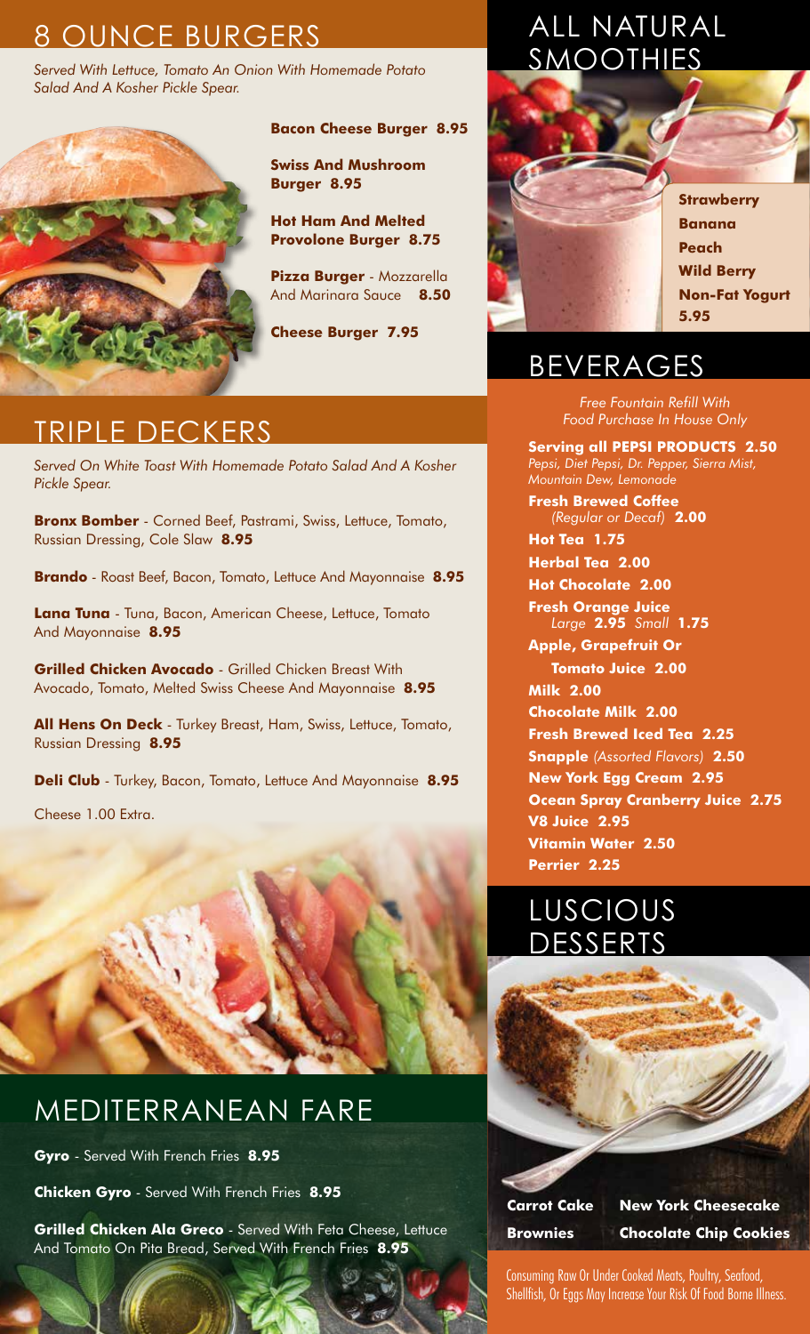## 8 OUNCE BURGERS

*Served With Lettuce, Tomato An Onion With Homemade Potato Salad And A Kosher Pickle Spear.*

**Bacon Cheese Burger 8.95**

**Swiss And Mushroom Burger 8.95**

**Hot Ham And Melted Provolone Burger 8.75**

**Pizza Burger** - Mozzarella And Marinara Sauce **8.50**

**Cheese Burger 7.95**

## TRIPLE DECKERS

*Served On White Toast With Homemade Potato Salad And A Kosher Pickle Spear.*

**Bronx Bomber** - Corned Beef, Pastrami, Swiss, Lettuce, Tomato, Russian Dressing, Cole Slaw **8.95**

**Brando** - Roast Beef, Bacon, Tomato, Lettuce And Mayonnaise **8.95**

**Lana Tuna** - Tuna, Bacon, American Cheese, Lettuce, Tomato And Mayonnaise **8.95**

**Grilled Chicken Avocado** - Grilled Chicken Breast With Avocado, Tomato, Melted Swiss Cheese And Mayonnaise **8.95**

**All Hens On Deck** - Turkey Breast, Ham, Swiss, Lettuce, Tomato, Russian Dressing **8.95**

**Deli Club** - Turkey, Bacon, Tomato, Lettuce And Mayonnaise **8.95**

Cheese 1.00 Extra.

## MEDITERRANEAN FARE

**Gyro** - Served With French Fries **8.95**

**Chicken Gyro** - Served With French Fries **8.95**

**Grilled Chicken Ala Greco** - Served With Feta Cheese, Lettuce And Tomato On Pita Bread, Served With French Fries **8.95**

## ALL NATURAL SMOOTHIES

**Strawberry**
**Banana**
**Peach**
**Wild Berry**
**Non-Fat Yogurt**
**5.95**

## BEVERAGES

*Free Fountain Refill With Food Purchase In House Only*

**Serving all PEPSI PRODUCTS 2.50**
*Pepsi, Diet Pepsi, Dr. Pepper, Sierra Mist, Mountain Dew, Lemonade*

**Fresh Brewed Coffee** *(Regular or Decaf)* **2.00**

**Hot Tea 1.75**

**Herbal Tea 2.00**

**Hot Chocolate 2.00**

**Fresh Orange Juice** *Large* **2.95** *Small* **1.75**

**Apple, Grapefruit Or Tomato Juice 2.00**

**Milk 2.00**

**Chocolate Milk 2.00**

**Fresh Brewed Iced Tea 2.25**

**Snapple** *(Assorted Flavors)* **2.50**

**New York Egg Cream 2.95**

**Ocean Spray Cranberry Juice 2.75**

**V8 Juice 2.95**

**Vitamin Water 2.50**

**Perrier 2.25**

## LUSCIOUS DESSERTS

**Carrot Cake**
**New York Cheesecake**
**Brownies**
**Chocolate Chip Cookies**

Consuming Raw Or Under Cooked Meats, Poultry, Seafood, Shellfish, Or Eggs May Increase Your Risk Of Food Borne Illness.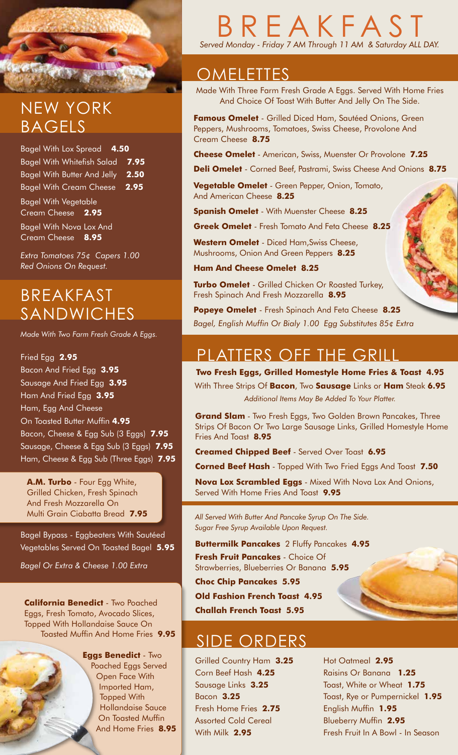# NEW YORK BAGELS

Bagel With Lox Spread **4.50**
Bagel With Whitefish Salad **7.95**
Bagel With Butter And Jelly **2.50**
Bagel With Cream Cheese **2.95**
Bagel With Vegetable Cream Cheese **2.95**
Bagel With Nova Lox And Cream Cheese **8.95**

*Extra Tomatoes 75¢ Capers 1.00*
*Red Onions On Request.*

# BREAKFAST SANDWICHES

*Made With Two Farm Fresh Grade A Eggs.*

Fried Egg **2.95**
Bacon And Fried Egg **3.95**
Sausage And Fried Egg **3.95**
Ham And Fried Egg **3.95**
Ham, Egg And Cheese On Toasted Butter Muffin **4.95**
Bacon, Cheese & Egg Sub (3 Eggs) **7.95**
Sausage, Cheese & Egg Sub (3 Eggs) **7.95**
Ham, Cheese & Egg Sub (Three Eggs) **7.95**

**A.M. Turbo** - Four Egg White, Grilled Chicken, Fresh Spinach And Fresh Mozzarella On Multi Grain Ciabatta Bread **7.95**

Bagel Bypass - Eggbeaters With Sautéed Vegetables Served On Toasted Bagel **5.95**

*Bagel Or Extra & Cheese 1.00 Extra*

**California Benedict** - Two Poached Eggs, Fresh Tomato, Avocado Slices, Topped With Hollandaise Sauce On Toasted Muffin And Home Fries **9.95**

**Eggs Benedict** - Two Poached Eggs Served Open Face With Imported Ham, Topped With Hollandaise Sauce On Toasted Muffin And Home Fries **8.95**

# BREAKFAST

*Served Monday - Friday 7 AM Through 11 AM & Saturday ALL DAY.*

## OMELETTES

Made With Three Farm Fresh Grade A Eggs. Served With Home Fries And Choice Of Toast With Butter And Jelly On The Side.

**Famous Omelet** - Grilled Diced Ham, Sautéed Onions, Green Peppers, Mushrooms, Tomatoes, Swiss Cheese, Provolone And Cream Cheese **8.75**

**Cheese Omelet** - American, Swiss, Muenster Or Provolone **7.25**

**Deli Omelet** - Corned Beef, Pastrami, Swiss Cheese And Onions **8.75**

**Vegetable Omelet** - Green Pepper, Onion, Tomato, And American Cheese **8.25**

**Spanish Omelet** - With Muenster Cheese **8.25**

**Greek Omelet** - Fresh Tomato And Feta Cheese **8.25**

**Western Omelet** - Diced Ham,Swiss Cheese, Mushrooms, Onion And Green Peppers **8.25**

**Ham And Cheese Omelet 8.25**

**Turbo Omelet** - Grilled Chicken Or Roasted Turkey, Fresh Spinach And Fresh Mozzarella **8.95**

**Popeye Omelet** - Fresh Spinach And Feta Cheese **8.25**

*Bagel, English Muffin Or Bialy 1.00 Egg Substitutes 85¢ Extra*

## PLATTERS OFF THE GRILL

**Two Fresh Eggs, Grilled Homestyle Home Fries & Toast 4.95**
With Three Strips Of **Bacon**, Two **Sausage** Links or **Ham** Steak **6.95**
*Additional Items May Be Added To Your Platter.*

**Grand Slam** - Two Fresh Eggs, Two Golden Brown Pancakes, Three Strips Of Bacon Or Two Large Sausage Links, Grilled Homestyle Home Fries And Toast **8.95**

**Creamed Chipped Beef** - Served Over Toast **6.95**

**Corned Beef Hash** - Topped With Two Fried Eggs And Toast **7.50**

**Nova Lox Scrambled Eggs** - Mixed With Nova Lox And Onions, Served With Home Fries And Toast **9.95**

*All Served With Butter And Pancake Syrup On The Side.*
*Sugar Free Syrup Available Upon Request.*

**Buttermilk Pancakes** 2 Fluffy Pancakes **4.95**
**Fresh Fruit Pancakes** - Choice Of Strawberries, Blueberries Or Banana **5.95**
**Choc Chip Pancakes 5.95**
**Old Fashion French Toast 4.95**
**Challah French Toast 5.95**

## SIDE ORDERS

Grilled Country Ham **3.25**
Corn Beef Hash **4.25**
Sausage Links **3.25**
Bacon **3.25**
Fresh Home Fries **2.75**
Assorted Cold Cereal With Milk **2.95**
Hot Oatmeal **2.95**
Raisins Or Banana **1.25**
Toast, White or Wheat **1.75**
Toast, Rye or Pumpernickel **1.95**
English Muffin **1.95**
Blueberry Muffin **2.95**
Fresh Fruit In A Bowl - In Season